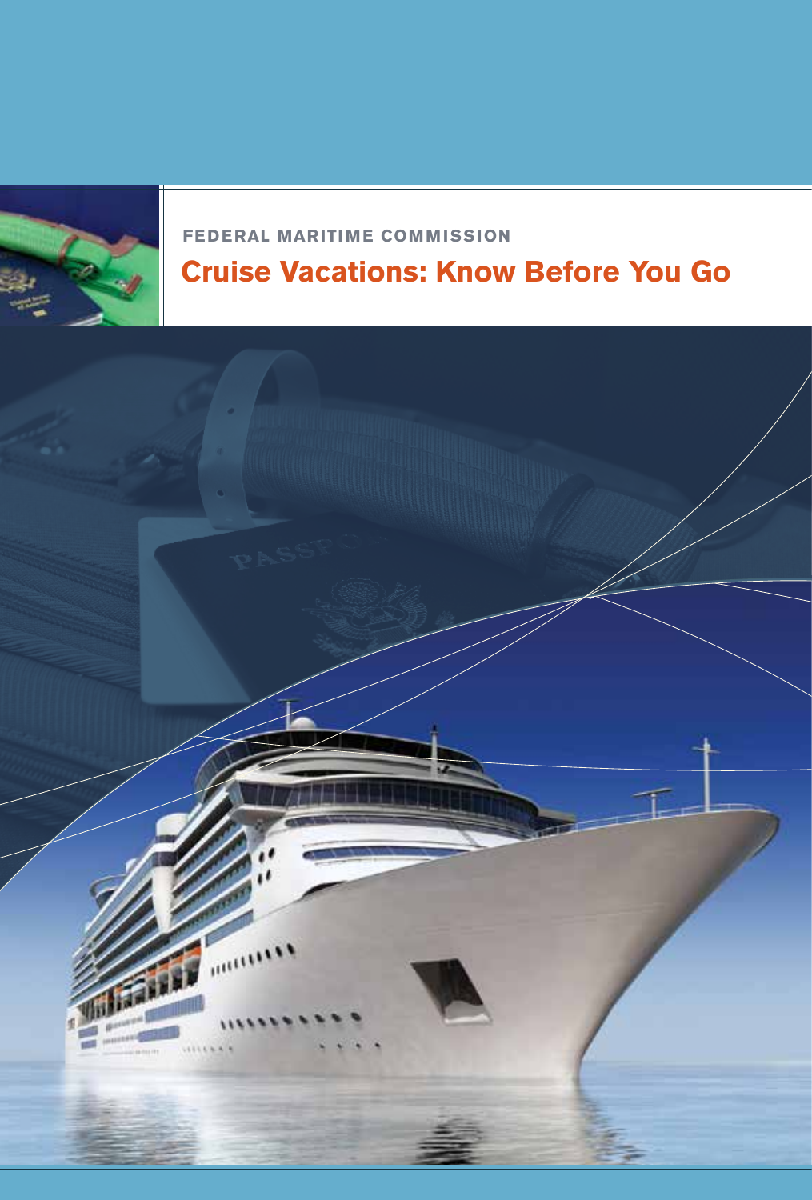FEDERAL MARITIME COMMISSION

# Cruise Vacations: Know Before You Go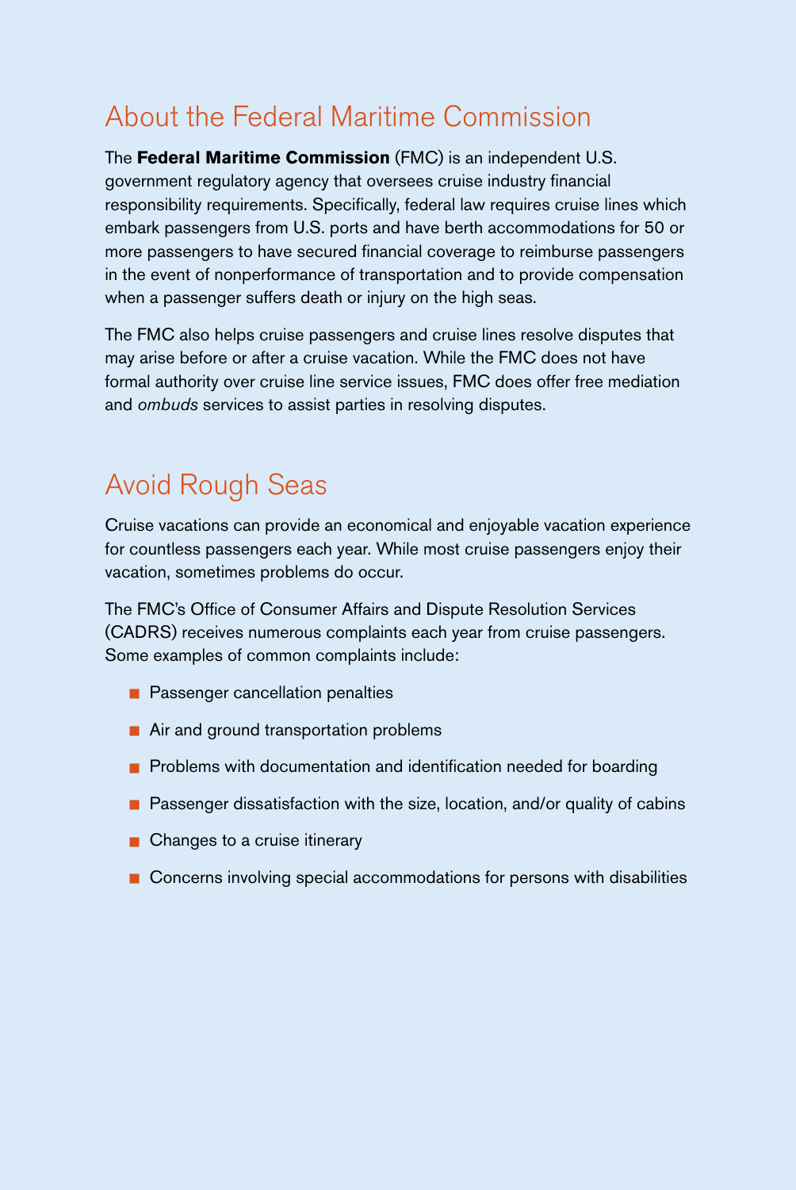## About the Federal Maritime Commission

The **Federal Maritime Commission** (FMC) is an independent U.S. government regulatory agency that oversees cruise industry financial responsibility requirements. Specifically, federal law requires cruise lines which embark passengers from U.S. ports and have berth accommodations for 50 or more passengers to have secured financial coverage to reimburse passengers in the event of nonperformance of transportation and to provide compensation when a passenger suffers death or injury on the high seas.

The FMC also helps cruise passengers and cruise lines resolve disputes that may arise before or after a cruise vacation. While the FMC does not have formal authority over cruise line service issues, FMC does offer free mediation and *ombuds* services to assist parties in resolving disputes.

## Avoid Rough Seas

Cruise vacations can provide an economical and enjoyable vacation experience for countless passengers each year. While most cruise passengers enjoy their vacation, sometimes problems do occur.

The FMC's Office of Consumer Affairs and Dispute Resolution Services (CADRS) receives numerous complaints each year from cruise passengers. Some examples of common complaints include:

- Passenger cancellation penalties
- Air and ground transportation problems
- Problems with documentation and identification needed for boarding
- Passenger dissatisfaction with the size, location, and/or quality of cabins
- Changes to a cruise itinerary
- Concerns involving special accommodations for persons with disabilities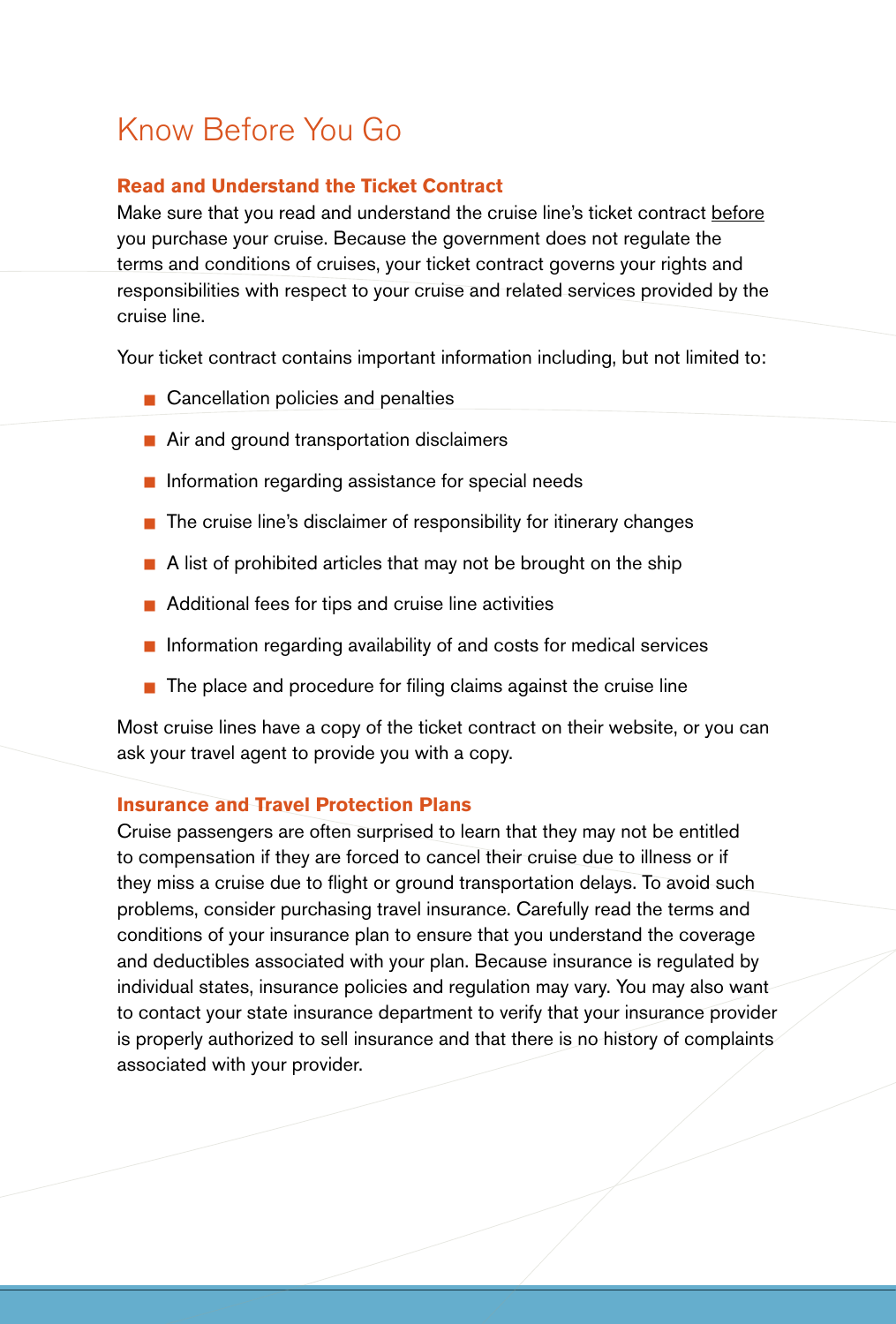# Know Before You Go

### Read and Understand the Ticket Contract

Make sure that you read and understand the cruise line's ticket contract before you purchase your cruise. Because the government does not regulate the terms and conditions of cruises, your ticket contract governs your rights and responsibilities with respect to your cruise and related services provided by the cruise line.

Your ticket contract contains important information including, but not limited to:

- Cancellation policies and penalties
- Air and ground transportation disclaimers
- Information regarding assistance for special needs
- The cruise line's disclaimer of responsibility for itinerary changes
- A list of prohibited articles that may not be brought on the ship
- Additional fees for tips and cruise line activities
- Information regarding availability of and costs for medical services
- The place and procedure for filing claims against the cruise line

Most cruise lines have a copy of the ticket contract on their website, or you can ask your travel agent to provide you with a copy.

### Insurance and Travel Protection Plans

Cruise passengers are often surprised to learn that they may not be entitled to compensation if they are forced to cancel their cruise due to illness or if they miss a cruise due to flight or ground transportation delays. To avoid such problems, consider purchasing travel insurance. Carefully read the terms and conditions of your insurance plan to ensure that you understand the coverage and deductibles associated with your plan. Because insurance is regulated by individual states, insurance policies and regulation may vary. You may also want to contact your state insurance department to verify that your insurance provider is properly authorized to sell insurance and that there is no history of complaints associated with your provider.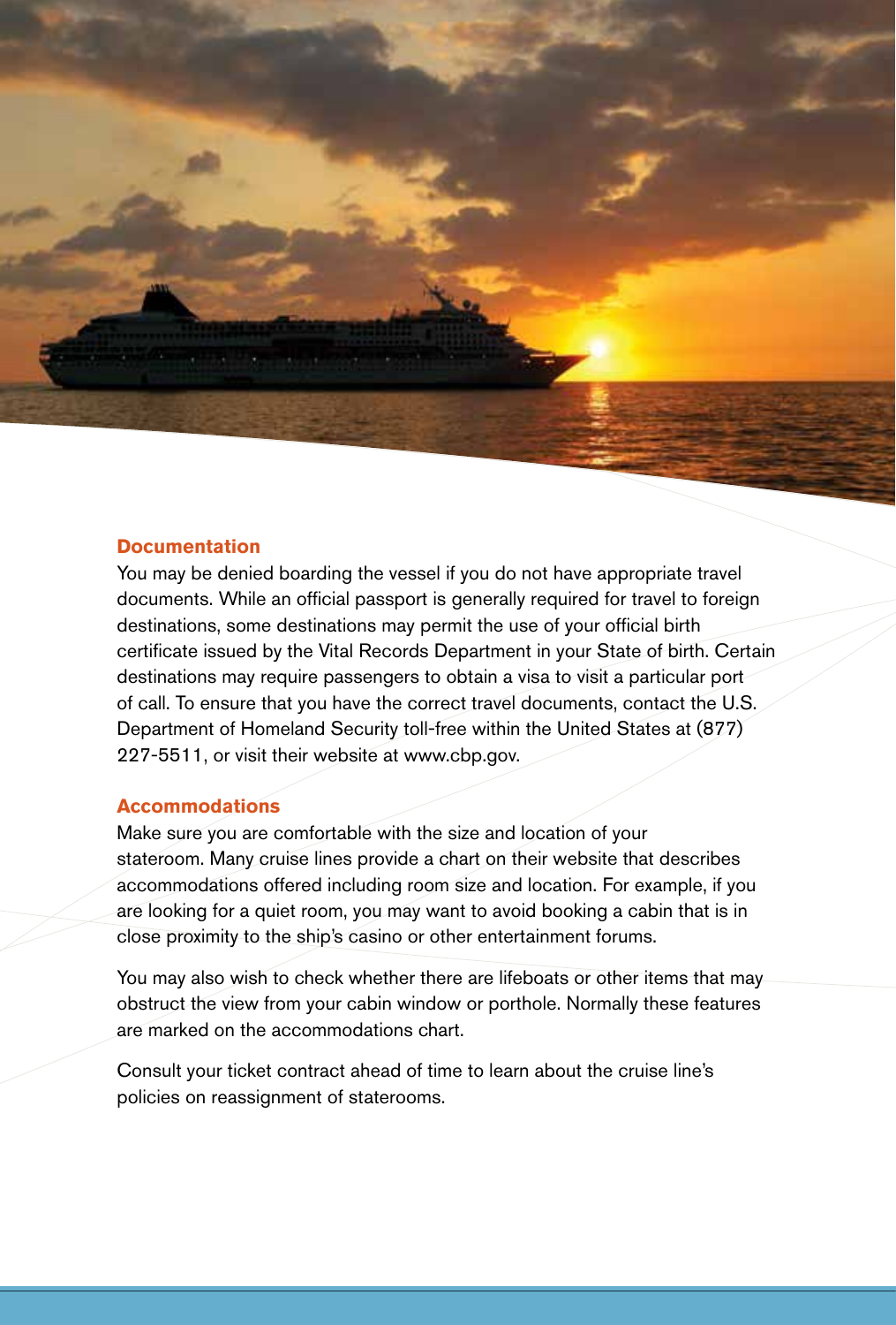## Documentation

You may be denied boarding the vessel if you do not have appropriate travel documents. While an official passport is generally required for travel to foreign destinations, some destinations may permit the use of your official birth certificate issued by the Vital Records Department in your State of birth. Certain destinations may require passengers to obtain a visa to visit a particular port of call. To ensure that you have the correct travel documents, contact the U.S. Department of Homeland Security toll-free within the United States at (877) 227-5511, or visit their website at www.cbp.gov.

## Accommodations

Make sure you are comfortable with the size and location of your stateroom. Many cruise lines provide a chart on their website that describes accommodations offered including room size and location. For example, if you are looking for a quiet room, you may want to avoid booking a cabin that is in close proximity to the ship's casino or other entertainment forums.

You may also wish to check whether there are lifeboats or other items that may obstruct the view from your cabin window or porthole. Normally these features are marked on the accommodations chart.

Consult your ticket contract ahead of time to learn about the cruise line's policies on reassignment of staterooms.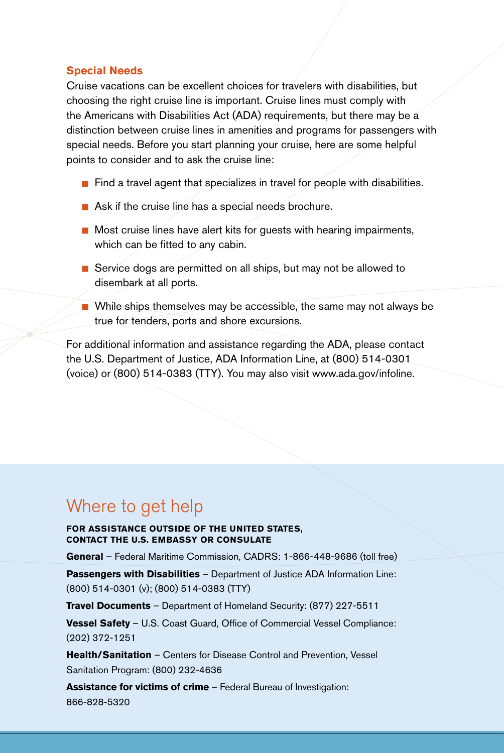### Special Needs

Cruise vacations can be excellent choices for travelers with disabilities, but choosing the right cruise line is important. Cruise lines must comply with the Americans with Disabilities Act (ADA) requirements, but there may be a distinction between cruise lines in amenities and programs for passengers with special needs. Before you start planning your cruise, here are some helpful points to consider and to ask the cruise line:

- Find a travel agent that specializes in travel for people with disabilities.
- Ask if the cruise line has a special needs brochure.
- Most cruise lines have alert kits for guests with hearing impairments, which can be fitted to any cabin.
- Service dogs are permitted on all ships, but may not be allowed to disembark at all ports.
- While ships themselves may be accessible, the same may not always be true for tenders, ports and shore excursions.

For additional information and assistance regarding the ADA, please contact the U.S. Department of Justice, ADA Information Line, at (800) 514-0301 (voice) or (800) 514-0383 (TTY). You may also visit www.ada.gov/infoline.

## Where to get help

**FOR ASSISTANCE OUTSIDE OF THE UNITED STATES, CONTACT THE U.S. EMBASSY OR CONSULATE**

**General** – Federal Maritime Commission, CADRS: 1-866-448-9686 (toll free)

**Passengers with Disabilities** – Department of Justice ADA Information Line: (800) 514-0301 (v); (800) 514-0383 (TTY)

**Travel Documents** – Department of Homeland Security: (877) 227-5511

**Vessel Safety** – U.S. Coast Guard, Office of Commercial Vessel Compliance: (202) 372-1251

**Health/Sanitation** – Centers for Disease Control and Prevention, Vessel Sanitation Program: (800) 232-4636

**Assistance for victims of crime** – Federal Bureau of Investigation: 866-828-5320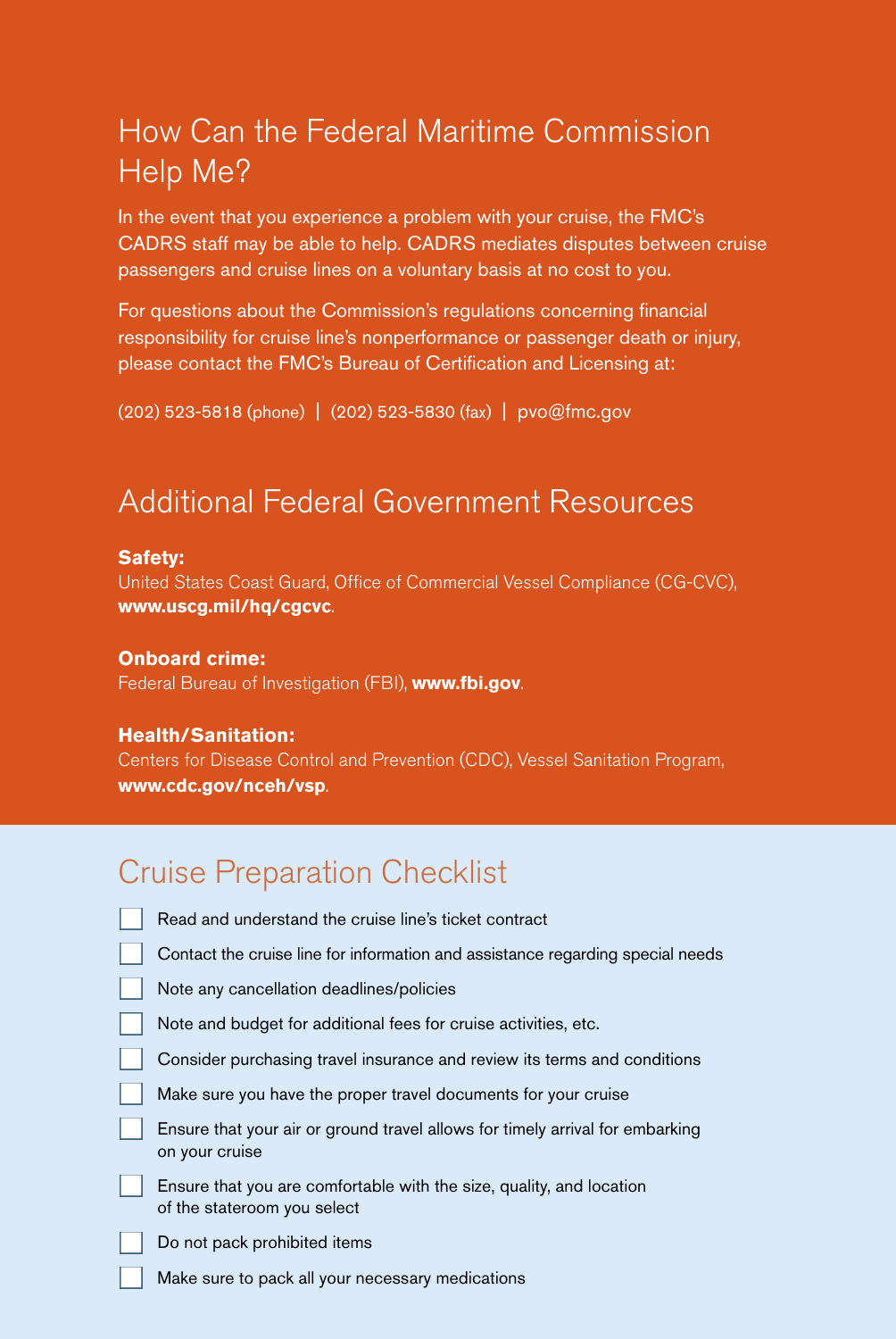## How Can the Federal Maritime Commission Help Me?

In the event that you experience a problem with your cruise, the FMC's CADRS staff may be able to help. CADRS mediates disputes between cruise passengers and cruise lines on a voluntary basis at no cost to you.

For questions about the Commission's regulations concerning financial responsibility for cruise line's nonperformance or passenger death or injury, please contact the FMC's Bureau of Certification and Licensing at:

(202) 523-5818 (phone) | (202) 523-5830 (fax) | pvo@fmc.gov

## Additional Federal Government Resources

**Safety:**
United States Coast Guard, Office of Commercial Vessel Compliance (CG-CVC), **www.uscg.mil/hq/cgcvc**.

**Onboard crime:**
Federal Bureau of Investigation (FBI), **www.fbi.gov**.

**Health/Sanitation:**
Centers for Disease Control and Prevention (CDC), Vessel Sanitation Program, **www.cdc.gov/nceh/vsp**.

## Cruise Preparation Checklist

- [ ] Read and understand the cruise line's ticket contract
- [ ] Contact the cruise line for information and assistance regarding special needs
- [ ] Note any cancellation deadlines/policies
- [ ] Note and budget for additional fees for cruise activities, etc.
- [ ] Consider purchasing travel insurance and review its terms and conditions
- [ ] Make sure you have the proper travel documents for your cruise
- [ ] Ensure that your air or ground travel allows for timely arrival for embarking on your cruise
- [ ] Ensure that you are comfortable with the size, quality, and location of the stateroom you select
- [ ] Do not pack prohibited items
- [ ] Make sure to pack all your necessary medications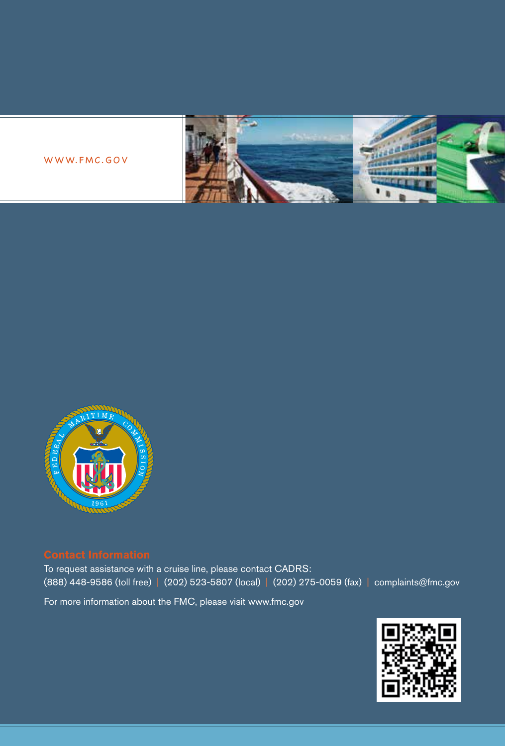WWW.FMC.GOV

## Contact Information

To request assistance with a cruise line, please contact CADRS:
(888) 448-9586 (toll free) | (202) 523-5807 (local) | (202) 275-0059 (fax) | complaints@fmc.gov

For more information about the FMC, please visit www.fmc.gov